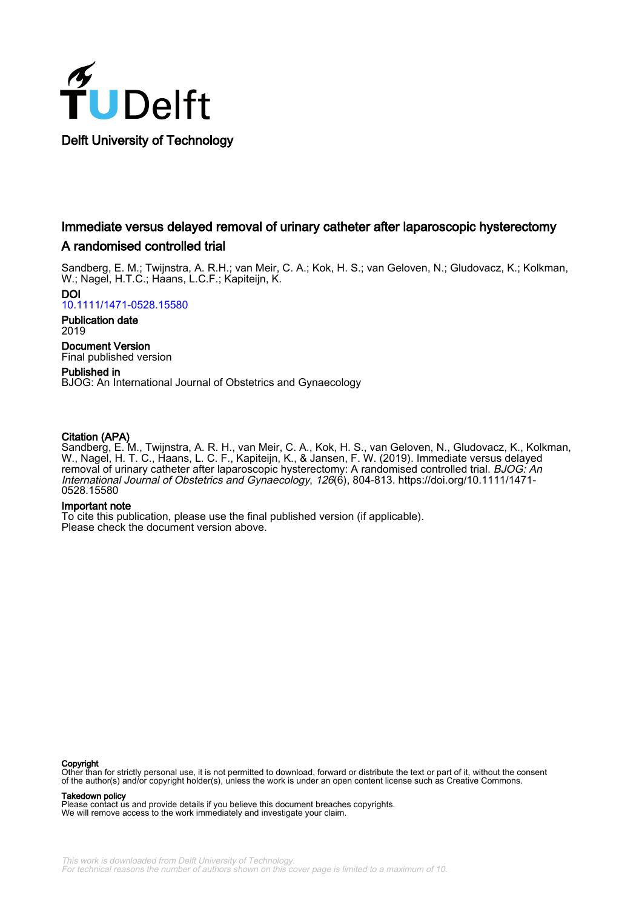Delft University of Technology

# Immediate versus delayed removal of urinary catheter after laparoscopic hysterectomy

## A randomised controlled trial

Sandberg, E. M.; Twijnstra, A. R.H.; van Meir, C. A.; Kok, H. S.; van Geloven, N.; Gludovacz, K.; Kolkman, W.; Nagel, H.T.C.; Haans, L.C.F.; Kapiteijn, K.

**DOI**
10.1111/1471-0528.15580

**Publication date**
2019

**Document Version**
Final published version

**Published in**
BJOG: An International Journal of Obstetrics and Gynaecology

**Citation (APA)**
Sandberg, E. M., Twijnstra, A. R. H., van Meir, C. A., Kok, H. S., van Geloven, N., Gludovacz, K., Kolkman, W., Nagel, H. T. C., Haans, L. C. F., Kapiteijn, K., & Jansen, F. W. (2019). Immediate versus delayed removal of urinary catheter after laparoscopic hysterectomy: A randomised controlled trial. *BJOG: An International Journal of Obstetrics and Gynaecology*, *126*(6), 804-813. https://doi.org/10.1111/1471-0528.15580

**Important note**
To cite this publication, please use the final published version (if applicable).
Please check the document version above.

**Copyright**
Other than for strictly personal use, it is not permitted to download, forward or distribute the text or part of it, without the consent of the author(s) and/or copyright holder(s), unless the work is under an open content license such as Creative Commons.

**Takedown policy**
Please contact us and provide details if you believe this document breaches copyrights.
We will remove access to the work immediately and investigate your claim.

This work is downloaded from Delft University of Technology.
For technical reasons the number of authors shown on this cover page is limited to a maximum of 10.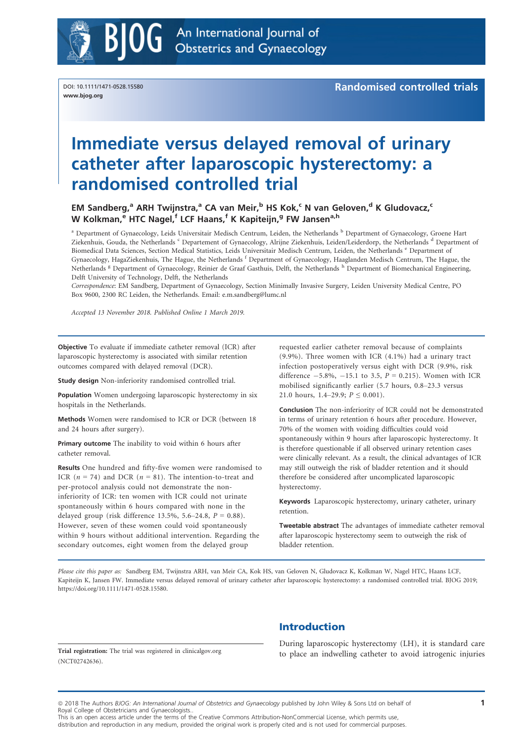# Immediate versus delayed removal of urinary catheter after laparoscopic hysterectomy: a randomised controlled trial

**EM Sandberg,[a] ARH Twijnstra,[a] CA van Meir,[b] HS Kok,[c] N van Geloven,[d] K Gludovacz,[c] W Kolkman,[e] HTC Nagel,[f] LCF Haans,[f] K Kapiteijn,[g] FW Jansen[a,h]**

[a] Department of Gynaecology, Leids Universitair Medisch Centrum, Leiden, the Netherlands [b] Department of Gynaecology, Groene Hart Ziekenhuis, Gouda, the Netherlands [c] Departement of Gynaecology, Alrijne Ziekenhuis, Leiden/Leiderdorp, the Netherlands [d] Department of Biomedical Data Sciences, Section Medical Statistics, Leids Universitair Medisch Centrum, Leiden, the Netherlands [e] Department of Gynaecology, HagaZiekenhuis, The Hague, the Netherlands [f] Department of Gynaecology, Haaglanden Medisch Centrum, The Hague, the Netherlands [g] Department of Gynaecology, Reinier de Graaf Gasthuis, Delft, the Netherlands [h] Department of Biomechanical Engineering, Delft University of Technology, Delft, the Netherlands

*Correspondence*: EM Sandberg, Department of Gynaecology, Section Minimally Invasive Surgery, Leiden University Medical Centre, PO Box 9600, 2300 RC Leiden, the Netherlands. Email: e.m.sandberg@lumc.nl

*Accepted 13 November 2018. Published Online 1 March 2019.*

**Objective** To evaluate if immediate catheter removal (ICR) after laparoscopic hysterectomy is associated with similar retention outcomes compared with delayed removal (DCR).

**Study design** Non-inferiority randomised controlled trial.

**Population** Women undergoing laparoscopic hysterectomy in six hospitals in the Netherlands.

**Methods** Women were randomised to ICR or DCR (between 18 and 24 hours after surgery).

**Primary outcome** The inability to void within 6 hours after catheter removal.

**Results** One hundred and fifty-five women were randomised to ICR ($n = 74$) and DCR ($n = 81$). The intention-to-treat and per-protocol analysis could not demonstrate the non-inferiority of ICR: ten women with ICR could not urinate spontaneously within 6 hours compared with none in the delayed group (risk difference 13.5%, 5.6–24.8, $P = 0.88$). However, seven of these women could void spontaneously within 9 hours without additional intervention. Regarding the secondary outcomes, eight women from the delayed group requested earlier catheter removal because of complaints (9.9%). Three women with ICR (4.1%) had a urinary tract infection postoperatively versus eight with DCR (9.9%, risk difference −5.8%, −15.1 to 3.5, $P = 0.215$). Women with ICR mobilised significantly earlier (5.7 hours, 0.8–23.3 versus 21.0 hours, 1.4–29.9; $P \leq 0.001$).

**Conclusion** The non-inferiority of ICR could not be demonstrated in terms of urinary retention 6 hours after procedure. However, 70% of the women with voiding difficulties could void spontaneously within 9 hours after laparoscopic hysterectomy. It is therefore questionable if all observed urinary retention cases were clinically relevant. As a result, the clinical advantages of ICR may still outweigh the risk of bladder retention and it should therefore be considered after uncomplicated laparoscopic hysterectomy.

**Keywords** Laparoscopic hysterectomy, urinary catheter, urinary retention.

**Tweetable abstract** The advantages of immediate catheter removal after laparoscopic hysterectomy seem to outweigh the risk of bladder retention.

*Please cite this paper as:* Sandberg EM, Twijnstra ARH, van Meir CA, Kok HS, van Geloven N, Gludovacz K, Kolkman W, Nagel HTC, Haans LCF, Kapiteijn K, Jansen FW. Immediate versus delayed removal of urinary catheter after laparoscopic hysterectomy: a randomised controlled trial. BJOG 2019; https://doi.org/10.1111/1471-0528.15580.

**Trial registration:** The trial was registered in clinicalgov.org (NCT02742636).

## Introduction

During laparoscopic hysterectomy (LH), it is standard care to place an indwelling catheter to avoid iatrogenic injuries

© 2018 The Authors *BJOG: An International Journal of Obstetrics and Gynaecology* published by John Wiley & Sons Ltd on behalf of Royal College of Obstetricians and Gynaecologists..
This is an open access article under the terms of the Creative Commons Attribution-NonCommercial License, which permits use, distribution and reproduction in any medium, provided the original work is properly cited and is not used for commercial purposes.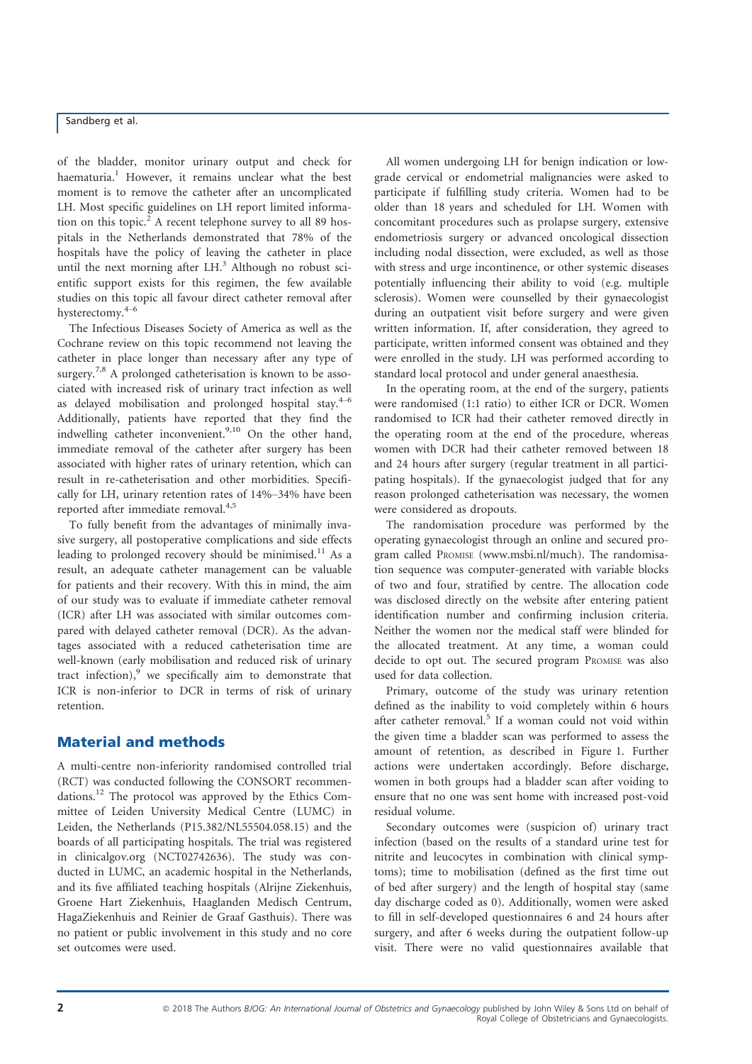of the bladder, monitor urinary output and check for haematuria.[1] However, it remains unclear what the best moment is to remove the catheter after an uncomplicated LH. Most specific guidelines on LH report limited information on this topic.[2] A recent telephone survey to all 89 hospitals in the Netherlands demonstrated that 78% of the hospitals have the policy of leaving the catheter in place until the next morning after LH.[3] Although no robust scientific support exists for this regimen, the few available studies on this topic all favour direct catheter removal after hysterectomy.[4–6]

The Infectious Diseases Society of America as well as the Cochrane review on this topic recommend not leaving the catheter in place longer than necessary after any type of surgery.[7,8] A prolonged catheterisation is known to be associated with increased risk of urinary tract infection as well as delayed mobilisation and prolonged hospital stay.[4–6] Additionally, patients have reported that they find the indwelling catheter inconvenient.[9,10] On the other hand, immediate removal of the catheter after surgery has been associated with higher rates of urinary retention, which can result in re-catheterisation and other morbidities. Specifically for LH, urinary retention rates of 14%–34% have been reported after immediate removal.[4,5]

To fully benefit from the advantages of minimally invasive surgery, all postoperative complications and side effects leading to prolonged recovery should be minimised.[11] As a result, an adequate catheter management can be valuable for patients and their recovery. With this in mind, the aim of our study was to evaluate if immediate catheter removal (ICR) after LH was associated with similar outcomes compared with delayed catheter removal (DCR). As the advantages associated with a reduced catheterisation time are well-known (early mobilisation and reduced risk of urinary tract infection),[9] we specifically aim to demonstrate that ICR is non-inferior to DCR in terms of risk of urinary retention.

## Material and methods

A multi-centre non-inferiority randomised controlled trial (RCT) was conducted following the CONSORT recommendations.[12] The protocol was approved by the Ethics Committee of Leiden University Medical Centre (LUMC) in Leiden, the Netherlands (P15.382/NL55504.058.15) and the boards of all participating hospitals. The trial was registered in clinicalgov.org (NCT02742636). The study was conducted in LUMC, an academic hospital in the Netherlands, and its five affiliated teaching hospitals (Alrijne Ziekenhuis, Groene Hart Ziekenhuis, Haaglanden Medisch Centrum, HagaZiekenhuis and Reinier de Graaf Gasthuis). There was no patient or public involvement in this study and no core set outcomes were used.

All women undergoing LH for benign indication or low-grade cervical or endometrial malignancies were asked to participate if fulfilling study criteria. Women had to be older than 18 years and scheduled for LH. Women with concomitant procedures such as prolapse surgery, extensive endometriosis surgery or advanced oncological dissection including nodal dissection, were excluded, as well as those with stress and urge incontinence, or other systemic diseases potentially influencing their ability to void (e.g. multiple sclerosis). Women were counselled by their gynaecologist during an outpatient visit before surgery and were given written information. If, after consideration, they agreed to participate, written informed consent was obtained and they were enrolled in the study. LH was performed according to standard local protocol and under general anaesthesia.

In the operating room, at the end of the surgery, patients were randomised (1:1 ratio) to either ICR or DCR. Women randomised to ICR had their catheter removed directly in the operating room at the end of the procedure, whereas women with DCR had their catheter removed between 18 and 24 hours after surgery (regular treatment in all participating hospitals). If the gynaecologist judged that for any reason prolonged catheterisation was necessary, the women were considered as dropouts.

The randomisation procedure was performed by the operating gynaecologist through an online and secured program called PROMISE (www.msbi.nl/much). The randomisation sequence was computer-generated with variable blocks of two and four, stratified by centre. The allocation code was disclosed directly on the website after entering patient identification number and confirming inclusion criteria. Neither the women nor the medical staff were blinded for the allocated treatment. At any time, a woman could decide to opt out. The secured program PROMISE was also used for data collection.

Primary, outcome of the study was urinary retention defined as the inability to void completely within 6 hours after catheter removal.[5] If a woman could not void within the given time a bladder scan was performed to assess the amount of retention, as described in Figure 1. Further actions were undertaken accordingly. Before discharge, women in both groups had a bladder scan after voiding to ensure that no one was sent home with increased post-void residual volume.

Secondary outcomes were (suspicion of) urinary tract infection (based on the results of a standard urine test for nitrite and leucocytes in combination with clinical symptoms); time to mobilisation (defined as the first time out of bed after surgery) and the length of hospital stay (same day discharge coded as 0). Additionally, women were asked to fill in self-developed questionnaires 6 and 24 hours after surgery, and after 6 weeks during the outpatient follow-up visit. There were no valid questionnaires available that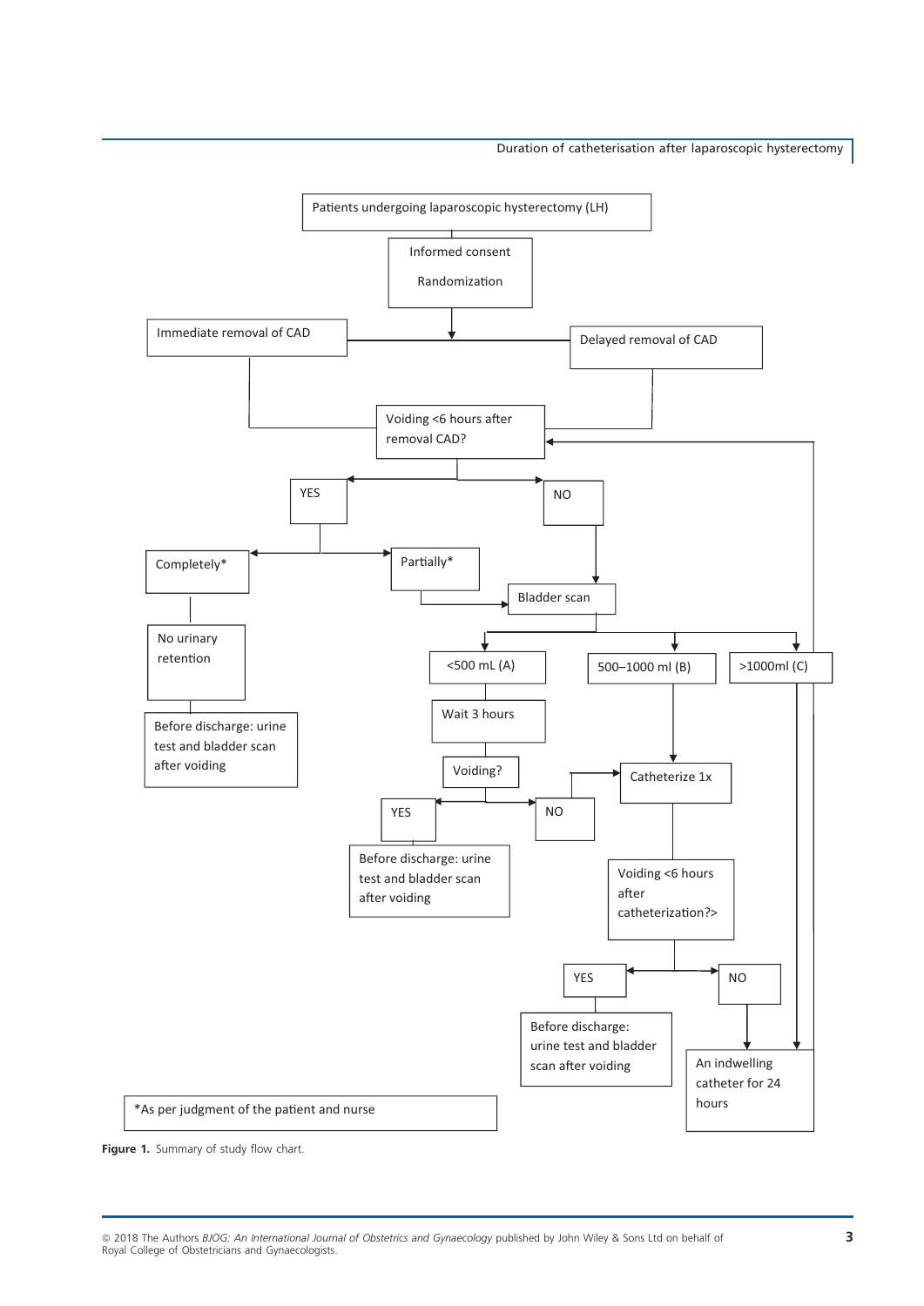Patients undergoing laparoscopic hysterectomy (LH)

Informed consent

Randomization

Immediate removal of CAD

Delayed removal of CAD

Voiding <6 hours after removal CAD?

YES

NO

Completely*

Partially*

Bladder scan

No urinary retention

<500 mL (A)

500–1000 ml (B)

>1000ml (C)

Before discharge: urine test and bladder scan after voiding

Wait 3 hours

Voiding?

Catheterize 1x

YES

NO

Before discharge: urine test and bladder scan after voiding

Voiding <6 hours after catheterization?>

YES

NO

Before discharge: urine test and bladder scan after voiding

An indwelling catheter for 24 hours

*As per judgment of the patient and nurse

**Figure 1.** Summary of study flow chart.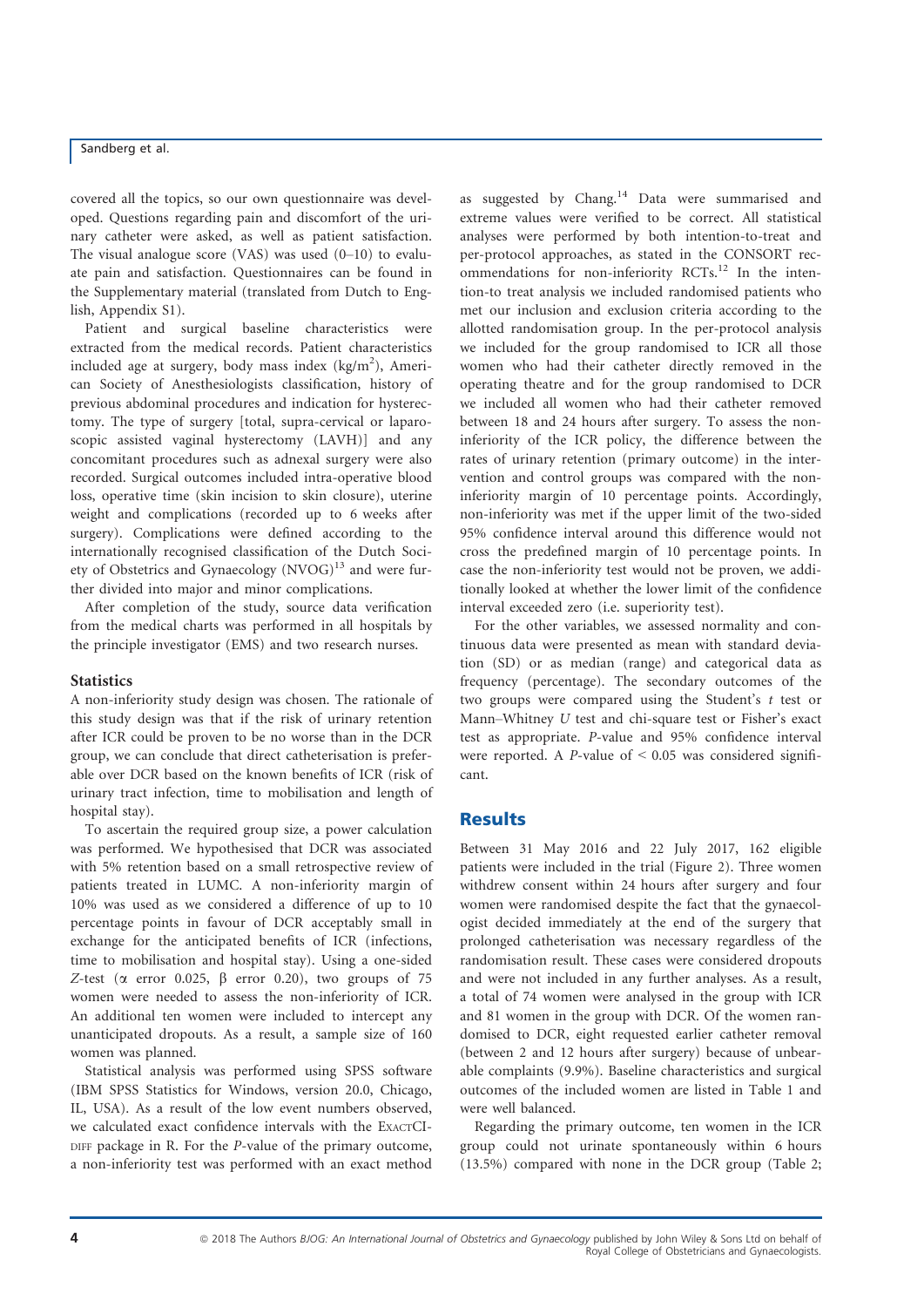covered all the topics, so our own questionnaire was developed. Questions regarding pain and discomfort of the urinary catheter were asked, as well as patient satisfaction. The visual analogue score (VAS) was used (0–10) to evaluate pain and satisfaction. Questionnaires can be found in the Supplementary material (translated from Dutch to English, Appendix S1).

Patient and surgical baseline characteristics were extracted from the medical records. Patient characteristics included age at surgery, body mass index (kg/m$^2$), American Society of Anesthesiologists classification, history of previous abdominal procedures and indication for hysterectomy. The type of surgery [total, supra-cervical or laparoscopic assisted vaginal hysterectomy (LAVH)] and any concomitant procedures such as adnexal surgery were also recorded. Surgical outcomes included intra-operative blood loss, operative time (skin incision to skin closure), uterine weight and complications (recorded up to 6 weeks after surgery). Complications were defined according to the internationally recognised classification of the Dutch Society of Obstetrics and Gynaecology (NVOG)[13] and were further divided into major and minor complications.

After completion of the study, source data verification from the medical charts was performed in all hospitals by the principle investigator (EMS) and two research nurses.

### Statistics

A non-inferiority study design was chosen. The rationale of this study design was that if the risk of urinary retention after ICR could be proven to be no worse than in the DCR group, we can conclude that direct catheterisation is preferable over DCR based on the known benefits of ICR (risk of urinary tract infection, time to mobilisation and length of hospital stay).

To ascertain the required group size, a power calculation was performed. We hypothesised that DCR was associated with 5% retention based on a small retrospective review of patients treated in LUMC. A non-inferiority margin of 10% was used as we considered a difference of up to 10 percentage points in favour of DCR acceptably small in exchange for the anticipated benefits of ICR (infections, time to mobilisation and hospital stay). Using a one-sided *Z*-test ($\alpha$ error 0.025, $\beta$ error 0.20), two groups of 75 women were needed to assess the non-inferiority of ICR. An additional ten women were included to intercept any unanticipated dropouts. As a result, a sample size of 160 women was planned.

Statistical analysis was performed using SPSS software (IBM SPSS Statistics for Windows, version 20.0, Chicago, IL, USA). As a result of the low event numbers observed, we calculated exact confidence intervals with the ExactCIdiff package in R. For the *P*-value of the primary outcome, a non-inferiority test was performed with an exact method as suggested by Chang.[14] Data were summarised and extreme values were verified to be correct. All statistical analyses were performed by both intention-to-treat and per-protocol approaches, as stated in the CONSORT recommendations for non-inferiority RCTs.[12] In the intention-to treat analysis we included randomised patients who met our inclusion and exclusion criteria according to the allotted randomisation group. In the per-protocol analysis we included for the group randomised to ICR all those women who had their catheter directly removed in the operating theatre and for the group randomised to DCR we included all women who had their catheter removed between 18 and 24 hours after surgery. To assess the non-inferiority of the ICR policy, the difference between the rates of urinary retention (primary outcome) in the intervention and control groups was compared with the non-inferiority margin of 10 percentage points. Accordingly, non-inferiority was met if the upper limit of the two-sided 95% confidence interval around this difference would not cross the predefined margin of 10 percentage points. In case the non-inferiority test would not be proven, we additionally looked at whether the lower limit of the confidence interval exceeded zero (i.e. superiority test).

For the other variables, we assessed normality and continuous data were presented as mean with standard deviation (SD) or as median (range) and categorical data as frequency (percentage). The secondary outcomes of the two groups were compared using the Student's *t* test or Mann–Whitney *U* test and chi-square test or Fisher's exact test as appropriate. *P*-value and 95% confidence interval were reported. A *P*-value of $< 0.05$ was considered significant.

## Results

Between 31 May 2016 and 22 July 2017, 162 eligible patients were included in the trial (Figure 2). Three women withdrew consent within 24 hours after surgery and four women were randomised despite the fact that the gynaecologist decided immediately at the end of the surgery that prolonged catheterisation was necessary regardless of the randomisation result. These cases were considered dropouts and were not included in any further analyses. As a result, a total of 74 women were analysed in the group with ICR and 81 women in the group with DCR. Of the women randomised to DCR, eight requested earlier catheter removal (between 2 and 12 hours after surgery) because of unbearable complaints (9.9%). Baseline characteristics and surgical outcomes of the included women are listed in Table 1 and were well balanced.

Regarding the primary outcome, ten women in the ICR group could not urinate spontaneously within 6 hours (13.5%) compared with none in the DCR group (Table 2;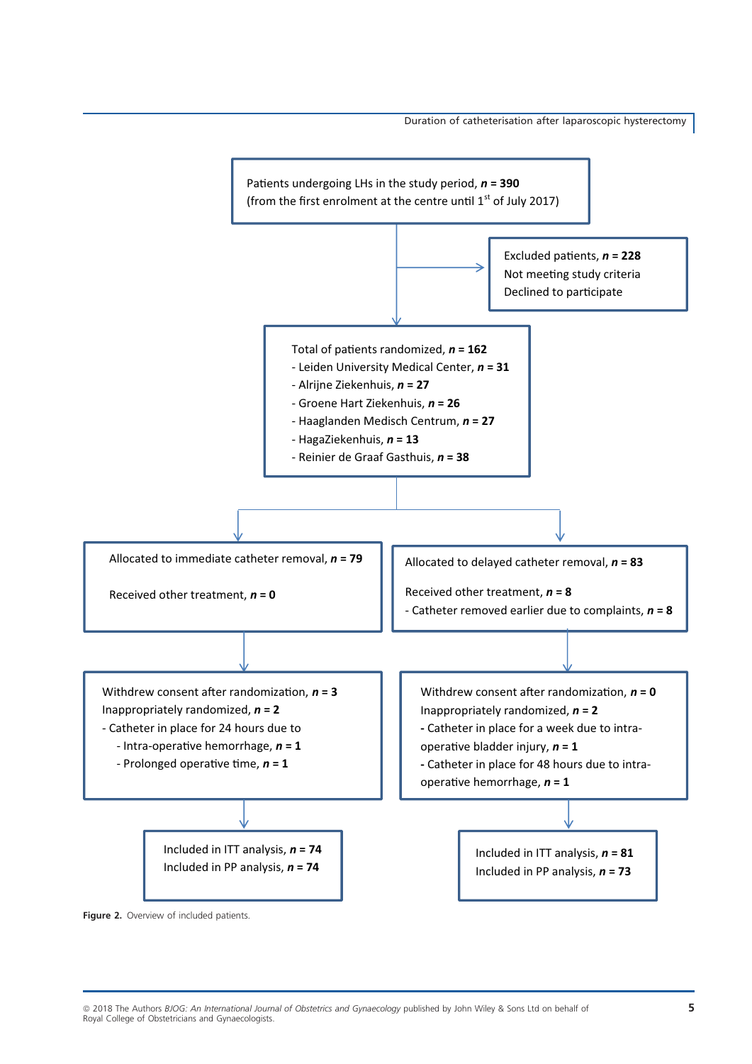Patients undergoing LHs in the study period, ***n* = 390**
(from the first enrolment at the centre until 1st of July 2017)

Excluded patients, ***n* = 228**
Not meeting study criteria
Declined to participate

Total of patients randomized, ***n* = 162**
- Leiden University Medical Center, ***n* = 31**
- Alrijne Ziekenhuis, ***n* = 27**
- Groene Hart Ziekenhuis, ***n* = 26**
- Haaglanden Medisch Centrum, ***n* = 27**
- HagaZiekenhuis, ***n* = 13**
- Reinier de Graaf Gasthuis, ***n* = 38**

Allocated to immediate catheter removal, ***n* = 79**

Received other treatment, ***n* = 0**

Allocated to delayed catheter removal, ***n* = 83**

Received other treatment, ***n* = 8**
- Catheter removed earlier due to complaints, ***n* = 8**

Withdrew consent after randomization, ***n* = 3**
Inappropriately randomized, ***n* = 2**
- Catheter in place for 24 hours due to
  - Intra-operative hemorrhage, ***n* = 1**
  - Prolonged operative time, ***n* = 1**

Withdrew consent after randomization, ***n* = 0**
Inappropriately randomized, ***n* = 2**
- Catheter in place for a week due to intra-operative bladder injury, ***n* = 1**
- Catheter in place for 48 hours due to intra-operative hemorrhage, ***n* = 1**

Included in ITT analysis, ***n* = 74**
Included in PP analysis, ***n* = 74**

Included in ITT analysis, ***n* = 81**
Included in PP analysis, ***n* = 73**

**Figure 2.** Overview of included patients.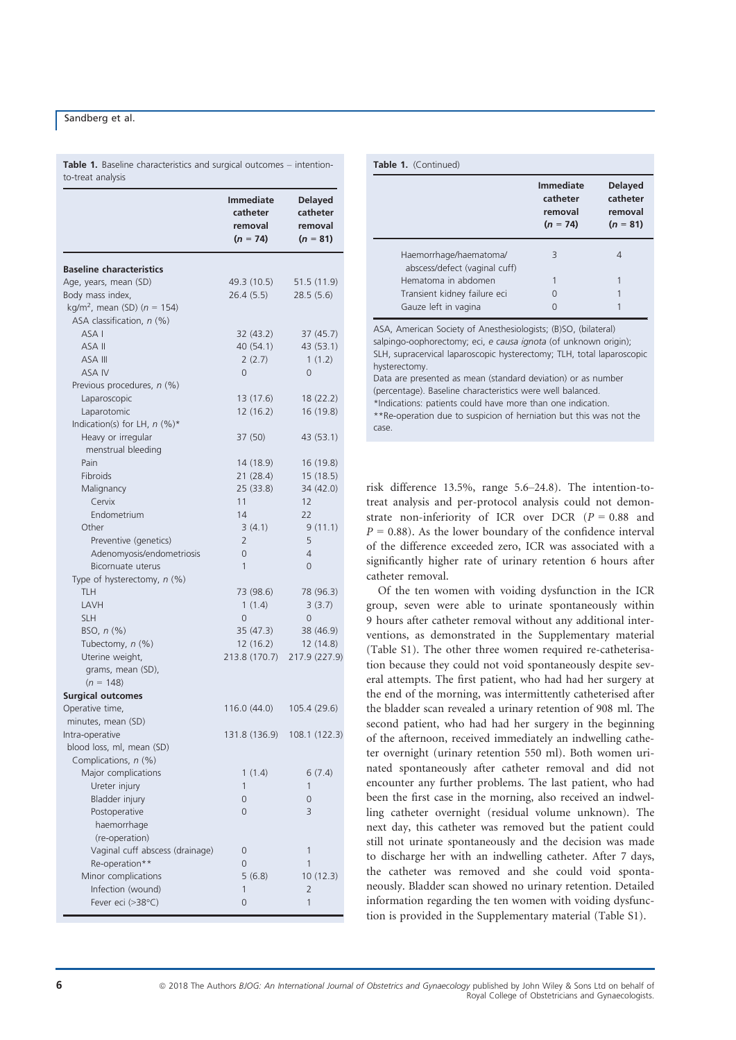**Table 1.** Baseline characteristics and surgical outcomes – intention-to-treat analysis

| | Immediate catheter removal (n = 74) | Delayed catheter removal (n = 81) |
|---|---|---|
| **Baseline characteristics** | | |
| Age, years, mean (SD) | 49.3 (10.5) | 51.5 (11.9) |
| Body mass index, kg/m$^2$, mean (SD) (n = 154) | 26.4 (5.5) | 28.5 (5.6) |
| ASA classification, n (%) | | |
| ASA I | 32 (43.2) | 37 (45.7) |
| ASA II | 40 (54.1) | 43 (53.1) |
| ASA III | 2 (2.7) | 1 (1.2) |
| ASA IV | 0 | 0 |
| Previous procedures, n (%) | | |
| Laparoscopic | 13 (17.6) | 18 (22.2) |
| Laparotomic | 12 (16.2) | 16 (19.8) |
| Indication(s) for LH, n (%)* | | |
| Heavy or irregular menstrual bleeding | 37 (50) | 43 (53.1) |
| Pain | 14 (18.9) | 16 (19.8) |
| Fibroids | 21 (28.4) | 15 (18.5) |
| Malignancy | 25 (33.8) | 34 (42.0) |
| Cervix | 11 | 12 |
| Endometrium | 14 | 22 |
| Other | 3 (4.1) | 9 (11.1) |
| Preventive (genetics) | 2 | 5 |
| Adenomyosis/endometriosis | 0 | 4 |
| Bicornuate uterus | 1 | 0 |
| Type of hysterectomy, n (%) | | |
| TLH | 73 (98.6) | 78 (96.3) |
| LAVH | 1 (1.4) | 3 (3.7) |
| SLH | 0 | 0 |
| BSO, n (%) | 35 (47.3) | 38 (46.9) |
| Tubectomy, n (%) | 12 (16.2) | 12 (14.8) |
| Uterine weight, grams, mean (SD), (n = 148) | 213.8 (170.7) | 217.9 (227.9) |
| **Surgical outcomes** | | |
| Operative time, minutes, mean (SD) | 116.0 (44.0) | 105.4 (29.6) |
| Intra-operative blood loss, ml, mean (SD) | 131.8 (136.9) | 108.1 (122.3) |
| Complications, n (%) | | |
| Major complications | 1 (1.4) | 6 (7.4) |
| Ureter injury | 1 | 1 |
| Bladder injury | 0 | 0 |
| Postoperative haemorrhage (re-operation) | 0 | 3 |
| Vaginal cuff abscess (drainage) | 0 | 1 |
| Re-operation** | 0 | 1 |
| Minor complications | 5 (6.8) | 10 (12.3) |
| Infection (wound) | 1 | 2 |
| Fever eci (>38°C) | 0 | 1 |
| Haemorrhage/haematoma/abscess/defect (vaginal cuff) | 3 | 4 |
| Hematoma in abdomen | 1 | 1 |
| Transient kidney failure eci | 0 | 1 |
| Gauze left in vagina | 0 | 1 |

ASA, American Society of Anesthesiologists; (B)SO, (bilateral) salpingo-oophorectomy; eci, *e causa ignota* (of unknown origin); SLH, supracervical laparoscopic hysterectomy; TLH, total laparoscopic hysterectomy.
Data are presented as mean (standard deviation) or as number (percentage). Baseline characteristics were well balanced.
*Indications: patients could have more than one indication.
**Re-operation due to suspicion of herniation but this was not the case.

risk difference 13.5%, range 5.6–24.8). The intention-to-treat analysis and per-protocol analysis could not demonstrate non-inferiority of ICR over DCR ($P = 0.88$ and $P = 0.88$). As the lower boundary of the confidence interval of the difference exceeded zero, ICR was associated with a significantly higher rate of urinary retention 6 hours after catheter removal.

Of the ten women with voiding dysfunction in the ICR group, seven were able to urinate spontaneously within 9 hours after catheter removal without any additional interventions, as demonstrated in the Supplementary material (Table S1). The other three women required re-catheterisation because they could not void spontaneously despite several attempts. The first patient, who had had her surgery at the end of the morning, was intermittently catheterised after the bladder scan revealed a urinary retention of 908 ml. The second patient, who had had her surgery in the beginning of the afternoon, received immediately an indwelling catheter overnight (urinary retention 550 ml). Both women urinated spontaneously after catheter removal and did not encounter any further problems. The last patient, who had been the first case in the morning, also received an indwelling catheter overnight (residual volume unknown). The next day, this catheter was removed but the patient could still not urinate spontaneously and the decision was made to discharge her with an indwelling catheter. After 7 days, the catheter was removed and she could void spontaneously. Bladder scan showed no urinary retention. Detailed information regarding the ten women with voiding dysfunction is provided in the Supplementary material (Table S1).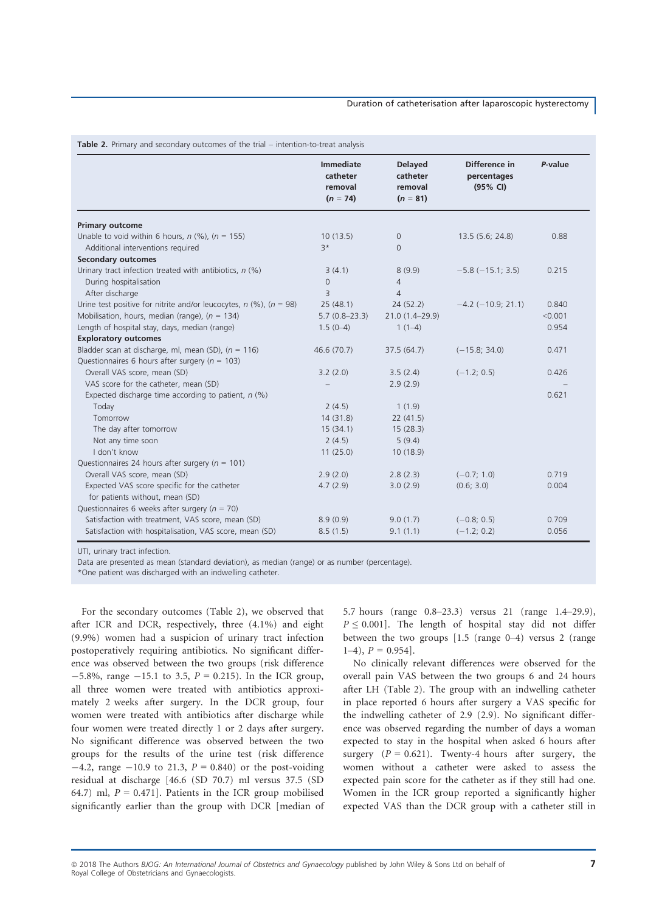**Table 2.** Primary and secondary outcomes of the trial – intention-to-treat analysis

| | Immediate catheter removal ($n$ = 74) | Delayed catheter removal ($n$ = 81) | Difference in percentages (95% CI) | P-value |
|---|---|---|---|---|
| **Primary outcome** | | | | |
| Unable to void within 6 hours, $n$ (%), ($n$ = 155) | 10 (13.5) | 0 | 13.5 (5.6; 24.8) | 0.88 |
| Additional interventions required | 3* | 0 | | |
| **Secondary outcomes** | | | | |
| Urinary tract infection treated with antibiotics, $n$ (%) | 3 (4.1) | 8 (9.9) | −5.8 (−15.1; 3.5) | 0.215 |
| During hospitalisation | 0 | 4 | | |
| After discharge | 3 | 4 | | |
| Urine test positive for nitrite and/or leucocytes, $n$ (%), ($n$ = 98) | 25 (48.1) | 24 (52.2) | −4.2 (−10.9; 21.1) | 0.840 |
| Mobilisation, hours, median (range), ($n$ = 134) | 5.7 (0.8–23.3) | 21.0 (1.4–29.9) | | <0.001 |
| Length of hospital stay, days, median (range) | 1.5 (0–4) | 1 (1–4) | | 0.954 |
| **Exploratory outcomes** | | | | |
| Bladder scan at discharge, ml, mean (SD), ($n$ = 116) | 46.6 (70.7) | 37.5 (64.7) | (−15.8; 34.0) | 0.471 |
| Questionnaires 6 hours after surgery ($n$ = 103) | | | | |
| Overall VAS score, mean (SD) | 3.2 (2.0) | 3.5 (2.4) | (−1.2; 0.5) | 0.426 |
| VAS score for the catheter, mean (SD) | – | 2.9 (2.9) | | – |
| Expected discharge time according to patient, $n$ (%) | | | | 0.621 |
| Today | 2 (4.5) | 1 (1.9) | | |
| Tomorrow | 14 (31.8) | 22 (41.5) | | |
| The day after tomorrow | 15 (34.1) | 15 (28.3) | | |
| Not any time soon | 2 (4.5) | 5 (9.4) | | |
| I don't know | 11 (25.0) | 10 (18.9) | | |
| Questionnaires 24 hours after surgery ($n$ = 101) | | | | |
| Overall VAS score, mean (SD) | 2.9 (2.0) | 2.8 (2.3) | (−0.7; 1.0) | 0.719 |
| Expected VAS score specific for the catheter for patients without, mean (SD) | 4.7 (2.9) | 3.0 (2.9) | (0.6; 3.0) | 0.004 |
| Questionnaires 6 weeks after surgery ($n$ = 70) | | | | |
| Satisfaction with treatment, VAS score, mean (SD) | 8.9 (0.9) | 9.0 (1.7) | (−0.8; 0.5) | 0.709 |
| Satisfaction with hospitalisation, VAS score, mean (SD) | 8.5 (1.5) | 9.1 (1.1) | (−1.2; 0.2) | 0.056 |

UTI, urinary tract infection.

Data are presented as mean (standard deviation), as median (range) or as number (percentage).

*One patient was discharged with an indwelling catheter.

For the secondary outcomes (Table 2), we observed that after ICR and DCR, respectively, three (4.1%) and eight (9.9%) women had a suspicion of urinary tract infection postoperatively requiring antibiotics. No significant difference was observed between the two groups (risk difference −5.8%, range −15.1 to 3.5, $P$ = 0.215). In the ICR group, all three women were treated with antibiotics approximately 2 weeks after surgery. In the DCR group, four women were treated with antibiotics after discharge while four women were treated directly 1 or 2 days after surgery. No significant difference was observed between the two groups for the results of the urine test (risk difference −4.2, range −10.9 to 21.3, $P$ = 0.840) or the post-voiding residual at discharge [46.6 (SD 70.7) ml versus 37.5 (SD 64.7) ml, $P$ = 0.471]. Patients in the ICR group mobilised significantly earlier than the group with DCR [median of 5.7 hours (range 0.8–23.3) versus 21 (range 1.4–29.9), $P \leq 0.001$]. The length of hospital stay did not differ between the two groups [1.5 (range 0–4) versus 2 (range 1–4), $P$ = 0.954].

No clinically relevant differences were observed for the overall pain VAS between the two groups 6 and 24 hours after LH (Table 2). The group with an indwelling catheter in place reported 6 hours after surgery a VAS specific for the indwelling catheter of 2.9 (2.9). No significant difference was observed regarding the number of days a woman expected to stay in the hospital when asked 6 hours after surgery ($P$ = 0.621). Twenty-4 hours after surgery, the women without a catheter were asked to assess the expected pain score for the catheter as if they still had one. Women in the ICR group reported a significantly higher expected VAS than the DCR group with a catheter still in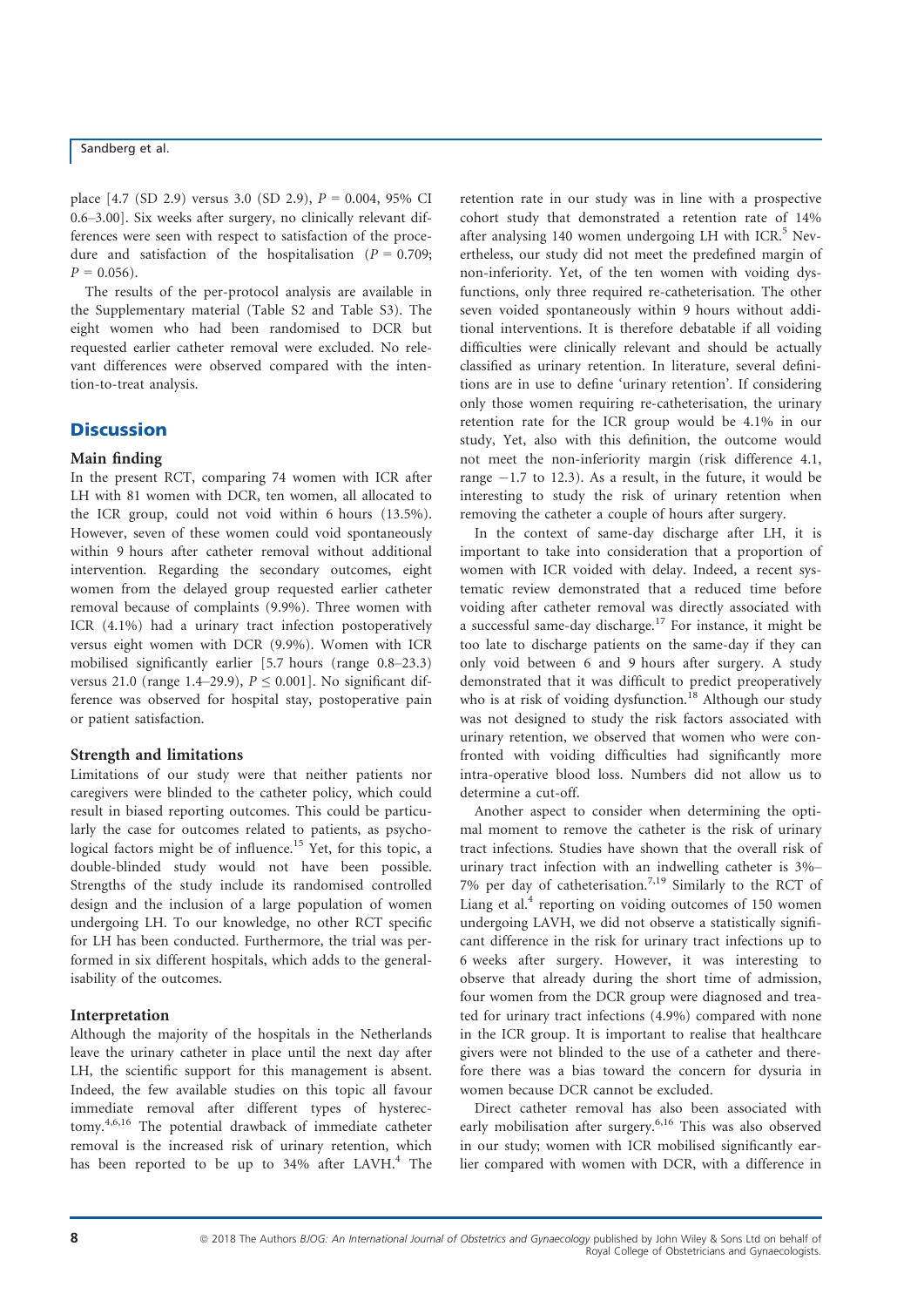place [4.7 (SD 2.9) versus 3.0 (SD 2.9), $P = 0.004$, 95% CI 0.6–3.00]. Six weeks after surgery, no clinically relevant differences were seen with respect to satisfaction of the procedure and satisfaction of the hospitalisation ($P = 0.709$; $P = 0.056$).

The results of the per-protocol analysis are available in the Supplementary material (Table S2 and Table S3). The eight women who had been randomised to DCR but requested earlier catheter removal were excluded. No relevant differences were observed compared with the intention-to-treat analysis.

## Discussion

### Main finding

In the present RCT, comparing 74 women with ICR after LH with 81 women with DCR, ten women, all allocated to the ICR group, could not void within 6 hours (13.5%). However, seven of these women could void spontaneously within 9 hours after catheter removal without additional intervention. Regarding the secondary outcomes, eight women from the delayed group requested earlier catheter removal because of complaints (9.9%). Three women with ICR (4.1%) had a urinary tract infection postoperatively versus eight women with DCR (9.9%). Women with ICR mobilised significantly earlier [5.7 hours (range 0.8–23.3) versus 21.0 (range 1.4–29.9), $P \leq 0.001$]. No significant difference was observed for hospital stay, postoperative pain or patient satisfaction.

### Strength and limitations

Limitations of our study were that neither patients nor caregivers were blinded to the catheter policy, which could result in biased reporting outcomes. This could be particularly the case for outcomes related to patients, as psychological factors might be of influence.[15] Yet, for this topic, a double-blinded study would not have been possible. Strengths of the study include its randomised controlled design and the inclusion of a large population of women undergoing LH. To our knowledge, no other RCT specific for LH has been conducted. Furthermore, the trial was performed in six different hospitals, which adds to the generalisability of the outcomes.

### Interpretation

Although the majority of the hospitals in the Netherlands leave the urinary catheter in place until the next day after LH, the scientific support for this management is absent. Indeed, the few available studies on this topic all favour immediate removal after different types of hysterectomy.[4,6,16] The potential drawback of immediate catheter removal is the increased risk of urinary retention, which has been reported to be up to 34% after LAVH.[4] The retention rate in our study was in line with a prospective cohort study that demonstrated a retention rate of 14% after analysing 140 women undergoing LH with ICR.[5] Nevertheless, our study did not meet the predefined margin of non-inferiority. Yet, of the ten women with voiding dysfunctions, only three required re-catheterisation. The other seven voided spontaneously within 9 hours without additional interventions. It is therefore debatable if all voiding difficulties were clinically relevant and should be actually classified as urinary retention. In literature, several definitions are in use to define 'urinary retention'. If considering only those women requiring re-catheterisation, the urinary retention rate for the ICR group would be 4.1% in our study, Yet, also with this definition, the outcome would not meet the non-inferiority margin (risk difference 4.1, range −1.7 to 12.3). As a result, in the future, it would be interesting to study the risk of urinary retention when removing the catheter a couple of hours after surgery.

In the context of same-day discharge after LH, it is important to take into consideration that a proportion of women with ICR voided with delay. Indeed, a recent systematic review demonstrated that a reduced time before voiding after catheter removal was directly associated with a successful same-day discharge.[17] For instance, it might be too late to discharge patients on the same-day if they can only void between 6 and 9 hours after surgery. A study demonstrated that it was difficult to predict preoperatively who is at risk of voiding dysfunction.[18] Although our study was not designed to study the risk factors associated with urinary retention, we observed that women who were confronted with voiding difficulties had significantly more intra-operative blood loss. Numbers did not allow us to determine a cut-off.

Another aspect to consider when determining the optimal moment to remove the catheter is the risk of urinary tract infections. Studies have shown that the overall risk of urinary tract infection with an indwelling catheter is 3%–7% per day of catheterisation.[7,19] Similarly to the RCT of Liang et al.[4] reporting on voiding outcomes of 150 women undergoing LAVH, we did not observe a statistically significant difference in the risk for urinary tract infections up to 6 weeks after surgery. However, it was interesting to observe that already during the short time of admission, four women from the DCR group were diagnosed and treated for urinary tract infections (4.9%) compared with none in the ICR group. It is important to realise that healthcare givers were not blinded to the use of a catheter and therefore there was a bias toward the concern for dysuria in women because DCR cannot be excluded.

Direct catheter removal has also been associated with early mobilisation after surgery.[6,16] This was also observed in our study; women with ICR mobilised significantly earlier compared with women with DCR, with a difference in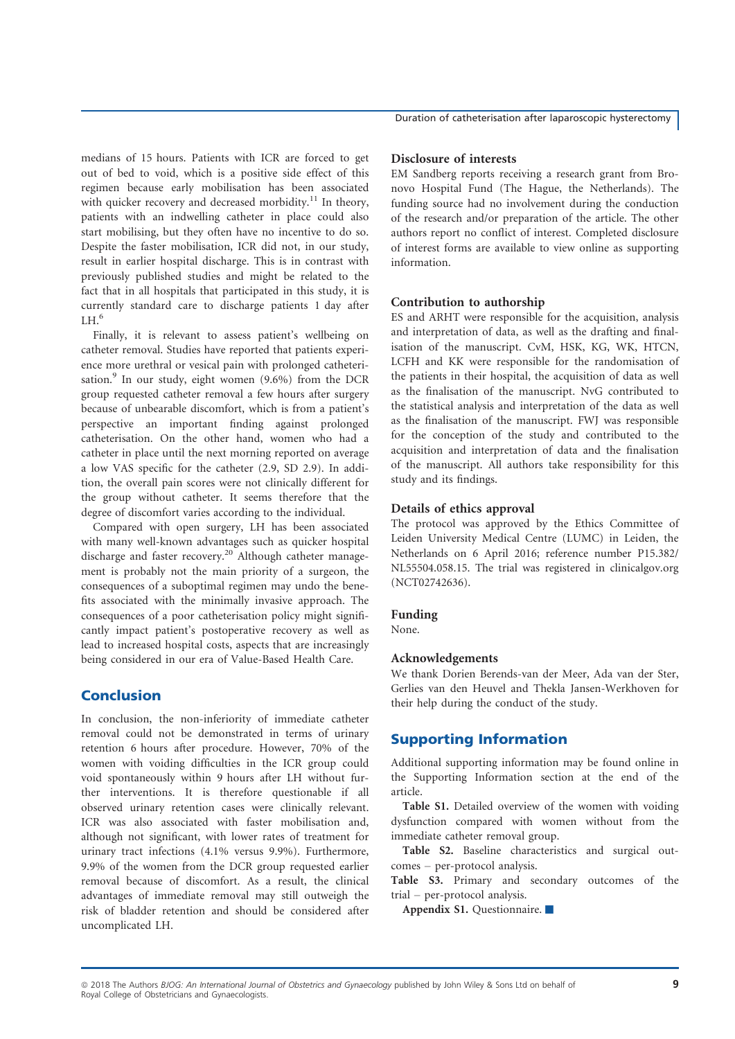medians of 15 hours. Patients with ICR are forced to get out of bed to void, which is a positive side effect of this regimen because early mobilisation has been associated with quicker recovery and decreased morbidity.[11] In theory, patients with an indwelling catheter in place could also start mobilising, but they often have no incentive to do so. Despite the faster mobilisation, ICR did not, in our study, result in earlier hospital discharge. This is in contrast with previously published studies and might be related to the fact that in all hospitals that participated in this study, it is currently standard care to discharge patients 1 day after LH.[6]

Finally, it is relevant to assess patient's wellbeing on catheter removal. Studies have reported that patients experience more urethral or vesical pain with prolonged catheterisation.[9] In our study, eight women (9.6%) from the DCR group requested catheter removal a few hours after surgery because of unbearable discomfort, which is from a patient's perspective an important finding against prolonged catheterisation. On the other hand, women who had a catheter in place until the next morning reported on average a low VAS specific for the catheter (2.9, SD 2.9). In addition, the overall pain scores were not clinically different for the group without catheter. It seems therefore that the degree of discomfort varies according to the individual.

Compared with open surgery, LH has been associated with many well-known advantages such as quicker hospital discharge and faster recovery.[20] Although catheter management is probably not the main priority of a surgeon, the consequences of a suboptimal regimen may undo the benefits associated with the minimally invasive approach. The consequences of a poor catheterisation policy might significantly impact patient's postoperative recovery as well as lead to increased hospital costs, aspects that are increasingly being considered in our era of Value-Based Health Care.

## Conclusion

In conclusion, the non-inferiority of immediate catheter removal could not be demonstrated in terms of urinary retention 6 hours after procedure. However, 70% of the women with voiding difficulties in the ICR group could void spontaneously within 9 hours after LH without further interventions. It is therefore questionable if all observed urinary retention cases were clinically relevant. ICR was also associated with faster mobilisation and, although not significant, with lower rates of treatment for urinary tract infections (4.1% versus 9.9%). Furthermore, 9.9% of the women from the DCR group requested earlier removal because of discomfort. As a result, the clinical advantages of immediate removal may still outweigh the risk of bladder retention and should be considered after uncomplicated LH.

### Disclosure of interests

EM Sandberg reports receiving a research grant from Bronovo Hospital Fund (The Hague, the Netherlands). The funding source had no involvement during the conduction of the research and/or preparation of the article. The other authors report no conflict of interest. Completed disclosure of interest forms are available to view online as supporting information.

### Contribution to authorship

ES and ARHT were responsible for the acquisition, analysis and interpretation of data, as well as the drafting and finalisation of the manuscript. CvM, HSK, KG, WK, HTCN, LCFH and KK were responsible for the randomisation of the patients in their hospital, the acquisition of data as well as the finalisation of the manuscript. NvG contributed to the statistical analysis and interpretation of the data as well as the finalisation of the manuscript. FWJ was responsible for the conception of the study and contributed to the acquisition and interpretation of data and the finalisation of the manuscript. All authors take responsibility for this study and its findings.

### Details of ethics approval

The protocol was approved by the Ethics Committee of Leiden University Medical Centre (LUMC) in Leiden, the Netherlands on 6 April 2016; reference number P15.382/NL55504.058.15. The trial was registered in clinicalgov.org (NCT02742636).

### Funding

None.

### Acknowledgements

We thank Dorien Berends-van der Meer, Ada van der Ster, Gerlies van den Heuvel and Thekla Jansen-Werkhoven for their help during the conduct of the study.

## Supporting Information

Additional supporting information may be found online in the Supporting Information section at the end of the article.

**Table S1.** Detailed overview of the women with voiding dysfunction compared with women without from the immediate catheter removal group.

**Table S2.** Baseline characteristics and surgical outcomes – per-protocol analysis.

**Table S3.** Primary and secondary outcomes of the trial – per-protocol analysis.

**Appendix S1.** Questionnaire. ■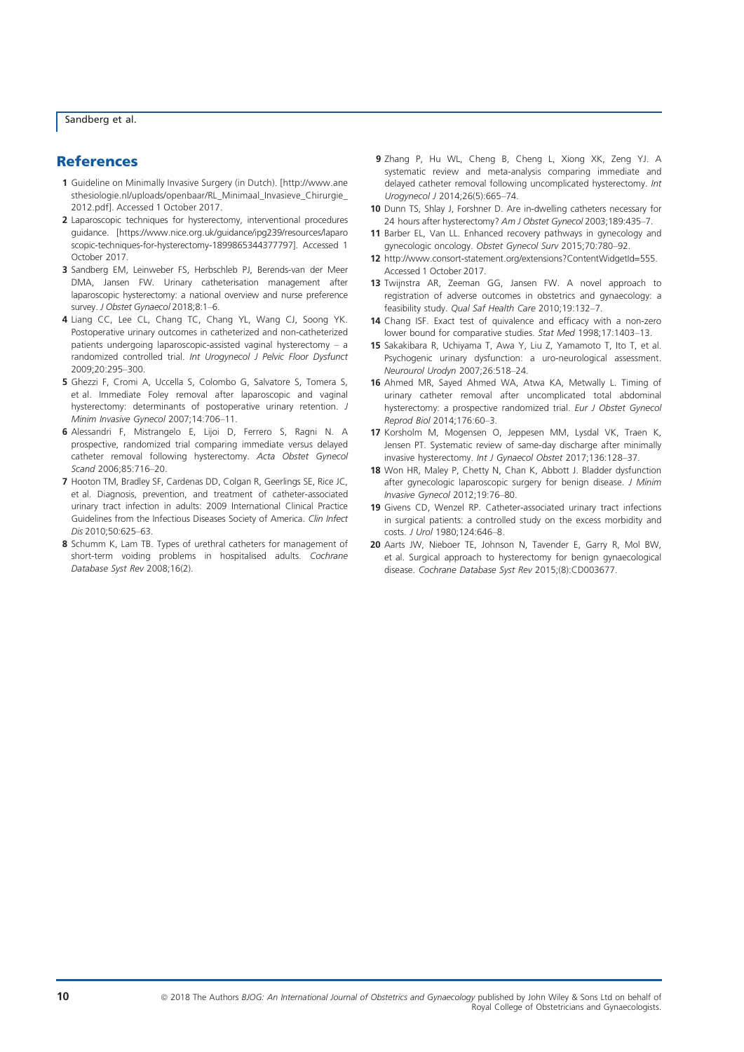## References

1 Guideline on Minimally Invasive Surgery (in Dutch). [http://www.anesthesiologie.nl/uploads/openbaar/RL_Minimaal_Invasieve_Chirurgie_2012.pdf]. Accessed 1 October 2017.

2 Laparoscopic techniques for hysterectomy, interventional procedures guidance. [https://www.nice.org.uk/guidance/ipg239/resources/laparoscopic-techniques-for-hysterectomy-1899865344377797]. Accessed 1 October 2017.

3 Sandberg EM, Leinweber FS, Herbschleb PJ, Berends-van der Meer DMA, Jansen FW. Urinary catheterisation management after laparoscopic hysterectomy: a national overview and nurse preference survey. *J Obstet Gynaecol* 2018;8:1–6.

4 Liang CC, Lee CL, Chang TC, Chang YL, Wang CJ, Soong YK. Postoperative urinary outcomes in catheterized and non-catheterized patients undergoing laparoscopic-assisted vaginal hysterectomy – a randomized controlled trial. *Int Urogynecol J Pelvic Floor Dysfunct* 2009;20:295–300.

5 Ghezzi F, Cromi A, Uccella S, Colombo G, Salvatore S, Tomera S, et al. Immediate Foley removal after laparoscopic and vaginal hysterectomy: determinants of postoperative urinary retention. *J Minim Invasive Gynecol* 2007;14:706–11.

6 Alessandri F, Mistrangelo E, Lijoi D, Ferrero S, Ragni N. A prospective, randomized trial comparing immediate versus delayed catheter removal following hysterectomy. *Acta Obstet Gynecol Scand* 2006;85:716–20.

7 Hooton TM, Bradley SF, Cardenas DD, Colgan R, Geerlings SE, Rice JC, et al. Diagnosis, prevention, and treatment of catheter-associated urinary tract infection in adults: 2009 International Clinical Practice Guidelines from the Infectious Diseases Society of America. *Clin Infect Dis* 2010;50:625–63.

8 Schumm K, Lam TB. Types of urethral catheters for management of short-term voiding problems in hospitalised adults. *Cochrane Database Syst Rev* 2008;16(2).

9 Zhang P, Hu WL, Cheng B, Cheng L, Xiong XK, Zeng YJ. A systematic review and meta-analysis comparing immediate and delayed catheter removal following uncomplicated hysterectomy. *Int Urogynecol J* 2014;26(5):665–74.

10 Dunn TS, Shlay J, Forshner D. Are in-dwelling catheters necessary for 24 hours after hysterectomy? *Am J Obstet Gynecol* 2003;189:435–7.

11 Barber EL, Van LL. Enhanced recovery pathways in gynecology and gynecologic oncology. *Obstet Gynecol Surv* 2015;70:780–92.

12 http://www.consort-statement.org/extensions?ContentWidgetId=555. Accessed 1 October 2017.

13 Twijnstra AR, Zeeman GG, Jansen FW. A novel approach to registration of adverse outcomes in obstetrics and gynaecology: a feasibility study. *Qual Saf Health Care* 2010;19:132–7.

14 Chang ISF. Exact test of quivalence and efficacy with a non-zero lower bound for comparative studies. *Stat Med* 1998;17:1403–13.

15 Sakakibara R, Uchiyama T, Awa Y, Liu Z, Yamamoto T, Ito T, et al. Psychogenic urinary dysfunction: a uro-neurological assessment. *Neurourol Urodyn* 2007;26:518–24.

16 Ahmed MR, Sayed Ahmed WA, Atwa KA, Metwally L. Timing of urinary catheter removal after uncomplicated total abdominal hysterectomy: a prospective randomized trial. *Eur J Obstet Gynecol Reprod Biol* 2014;176:60–3.

17 Korsholm M, Mogensen O, Jeppesen MM, Lysdal VK, Traen K, Jensen PT. Systematic review of same-day discharge after minimally invasive hysterectomy. *Int J Gynaecol Obstet* 2017;136:128–37.

18 Won HR, Maley P, Chetty N, Chan K, Abbott J. Bladder dysfunction after gynecologic laparoscopic surgery for benign disease. *J Minim Invasive Gynecol* 2012;19:76–80.

19 Givens CD, Wenzel RP. Catheter-associated urinary tract infections in surgical patients: a controlled study on the excess morbidity and costs. *J Urol* 1980;124:646–8.

20 Aarts JW, Nieboer TE, Johnson N, Tavender E, Garry R, Mol BW, et al. Surgical approach to hysterectomy for benign gynaecological disease. *Cochrane Database Syst Rev* 2015;(8):CD003677.